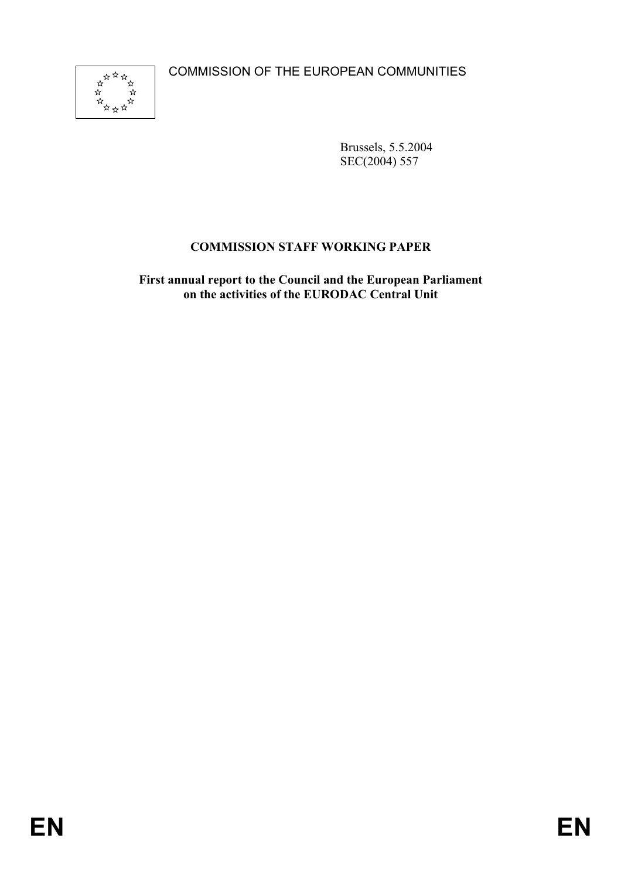COMMISSION OF THE EUROPEAN COMMUNITIES

Brussels, 5.5.2004
SEC(2004) 557

**COMMISSION STAFF WORKING PAPER**

**First annual report to the Council and the European Parliament on the activities of the EURODAC Central Unit**

EN EN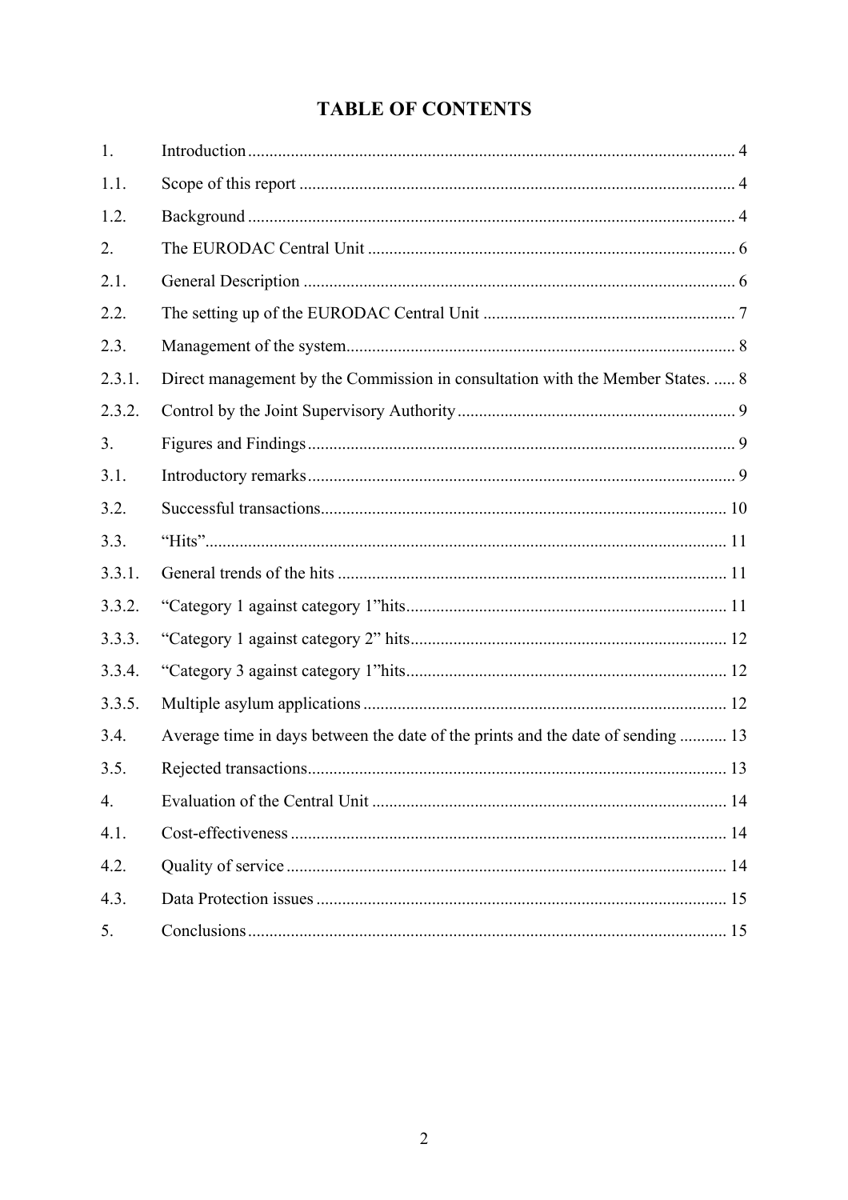# TABLE OF CONTENTS

| | | |
|---|---|---|
| 1. | Introduction | 4 |
| 1.1. | Scope of this report | 4 |
| 1.2. | Background | 4 |
| 2. | The EURODAC Central Unit | 6 |
| 2.1. | General Description | 6 |
| 2.2. | The setting up of the EURODAC Central Unit | 7 |
| 2.3. | Management of the system | 8 |
| 2.3.1. | Direct management by the Commission in consultation with the Member States. | 8 |
| 2.3.2. | Control by the Joint Supervisory Authority | 9 |
| 3. | Figures and Findings | 9 |
| 3.1. | Introductory remarks | 9 |
| 3.2. | Successful transactions | 10 |
| 3.3. | "Hits" | 11 |
| 3.3.1. | General trends of the hits | 11 |
| 3.3.2. | "Category 1 against category 1"hits | 11 |
| 3.3.3. | "Category 1 against category 2" hits | 12 |
| 3.3.4. | "Category 3 against category 1"hits | 12 |
| 3.3.5. | Multiple asylum applications | 12 |
| 3.4. | Average time in days between the date of the prints and the date of sending | 13 |
| 3.5. | Rejected transactions | 13 |
| 4. | Evaluation of the Central Unit | 14 |
| 4.1. | Cost-effectiveness | 14 |
| 4.2. | Quality of service | 14 |
| 4.3. | Data Protection issues | 15 |
| 5. | Conclusions | 15 |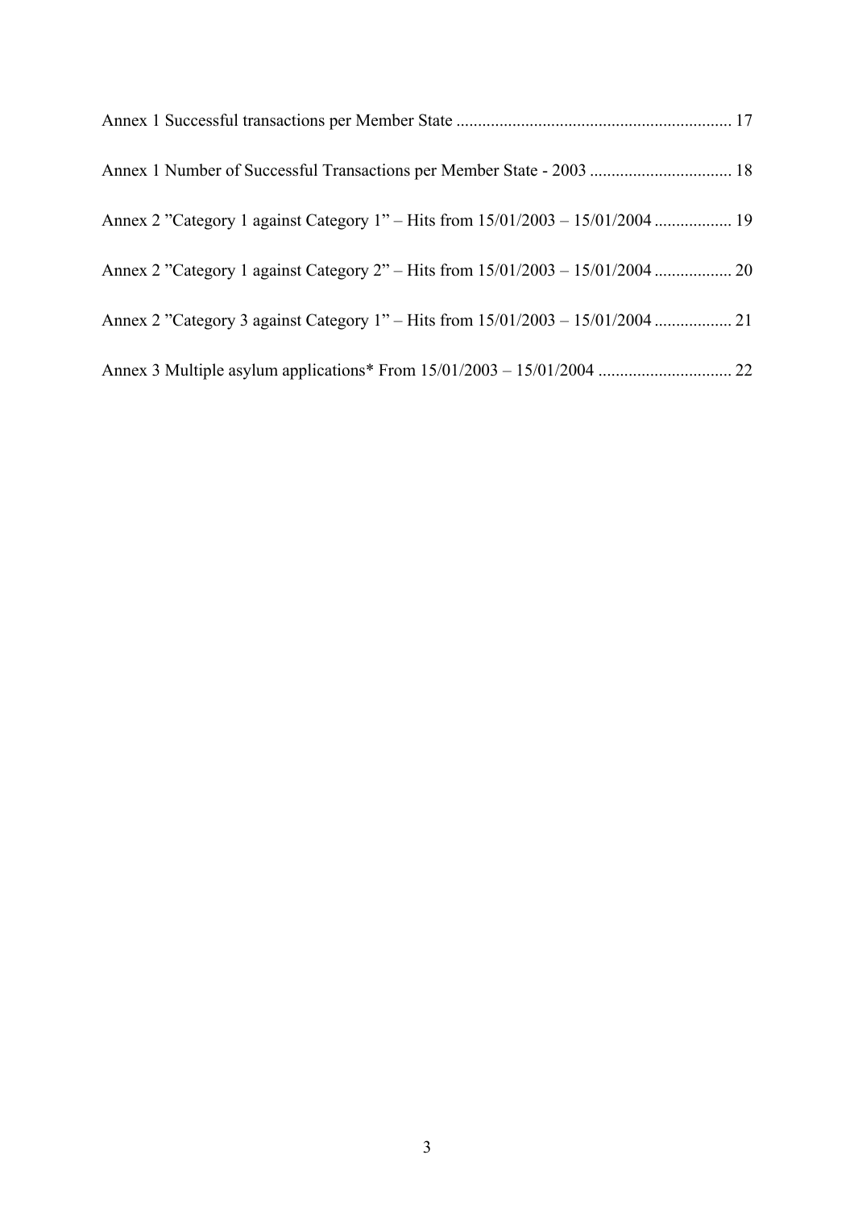Annex 1 Successful transactions per Member State ............................................................... 17

Annex 1 Number of Successful Transactions per Member State - 2003 ................................ 18

Annex 2 ”Category 1 against Category 1” – Hits from 15/01/2003 – 15/01/2004 ................. 19

Annex 2 ”Category 1 against Category 2” – Hits from 15/01/2003 – 15/01/2004 ................. 20

Annex 2 ”Category 3 against Category 1” – Hits from 15/01/2003 – 15/01/2004 ................. 21

Annex 3 Multiple asylum applications* From 15/01/2003 – 15/01/2004 .............................. 22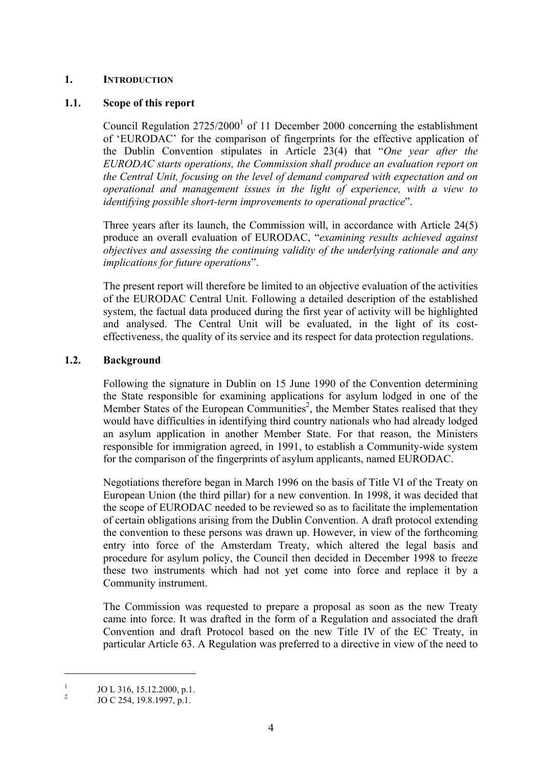# 1. INTRODUCTION

## 1.1. Scope of this report

Council Regulation 2725/2000[1] of 11 December 2000 concerning the establishment of 'EURODAC' for the comparison of fingerprints for the effective application of the Dublin Convention stipulates in Article 23(4) that "*One year after the EURODAC starts operations, the Commission shall produce an evaluation report on the Central Unit, focusing on the level of demand compared with expectation and on operational and management issues in the light of experience, with a view to identifying possible short-term improvements to operational practice*".

Three years after its launch, the Commission will, in accordance with Article 24(5) produce an overall evaluation of EURODAC, "*examining results achieved against objectives and assessing the continuing validity of the underlying rationale and any implications for future operations*".

The present report will therefore be limited to an objective evaluation of the activities of the EURODAC Central Unit. Following a detailed description of the established system, the factual data produced during the first year of activity will be highlighted and analysed. The Central Unit will be evaluated, in the light of its cost-effectiveness, the quality of its service and its respect for data protection regulations.

## 1.2. Background

Following the signature in Dublin on 15 June 1990 of the Convention determining the State responsible for examining applications for asylum lodged in one of the Member States of the European Communities[2], the Member States realised that they would have difficulties in identifying third country nationals who had already lodged an asylum application in another Member State. For that reason, the Ministers responsible for immigration agreed, in 1991, to establish a Community-wide system for the comparison of the fingerprints of asylum applicants, named EURODAC.

Negotiations therefore began in March 1996 on the basis of Title VI of the Treaty on European Union (the third pillar) for a new convention. In 1998, it was decided that the scope of EURODAC needed to be reviewed so as to facilitate the implementation of certain obligations arising from the Dublin Convention. A draft protocol extending the convention to these persons was drawn up. However, in view of the forthcoming entry into force of the Amsterdam Treaty, which altered the legal basis and procedure for asylum policy, the Council then decided in December 1998 to freeze these two instruments which had not yet come into force and replace it by a Community instrument.

The Commission was requested to prepare a proposal as soon as the new Treaty came into force. It was drafted in the form of a Regulation and associated the draft Convention and draft Protocol based on the new Title IV of the EC Treaty, in particular Article 63. A Regulation was preferred to a directive in view of the need to

---

[1] JO L 316, 15.12.2000, p.1.

[2] JO C 254, 19.8.1997, p.1.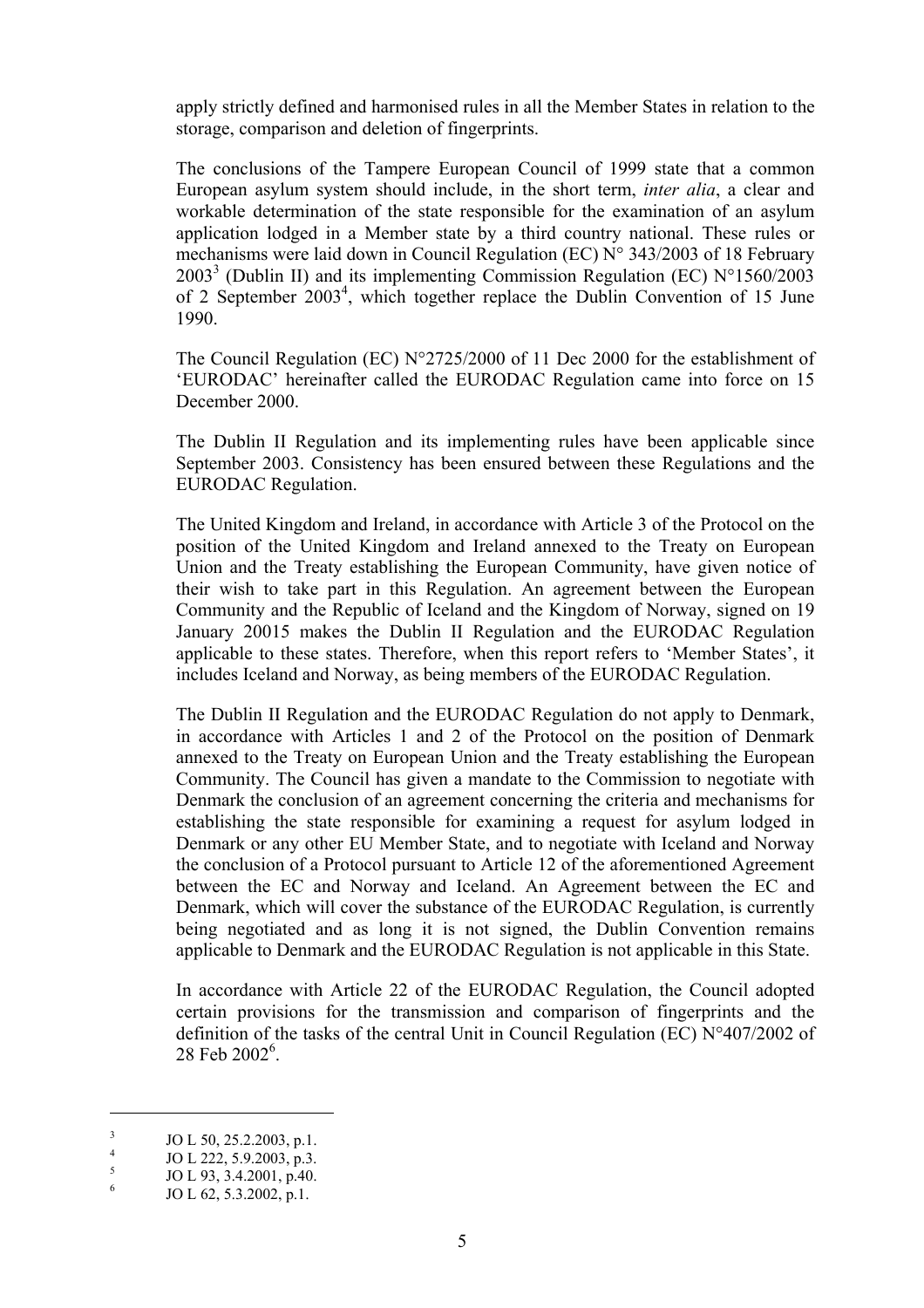apply strictly defined and harmonised rules in all the Member States in relation to the storage, comparison and deletion of fingerprints.

The conclusions of the Tampere European Council of 1999 state that a common European asylum system should include, in the short term, *inter alia*, a clear and workable determination of the state responsible for the examination of an asylum application lodged in a Member state by a third country national. These rules or mechanisms were laid down in Council Regulation (EC) N° 343/2003 of 18 February 2003[3] (Dublin II) and its implementing Commission Regulation (EC) N°1560/2003 of 2 September 2003[4], which together replace the Dublin Convention of 15 June 1990.

The Council Regulation (EC) N°2725/2000 of 11 Dec 2000 for the establishment of 'EURODAC' hereinafter called the EURODAC Regulation came into force on 15 December 2000.

The Dublin II Regulation and its implementing rules have been applicable since September 2003. Consistency has been ensured between these Regulations and the EURODAC Regulation.

The United Kingdom and Ireland, in accordance with Article 3 of the Protocol on the position of the United Kingdom and Ireland annexed to the Treaty on European Union and the Treaty establishing the European Community, have given notice of their wish to take part in this Regulation. An agreement between the European Community and the Republic of Iceland and the Kingdom of Norway, signed on 19 January 20015 makes the Dublin II Regulation and the EURODAC Regulation applicable to these states. Therefore, when this report refers to 'Member States', it includes Iceland and Norway, as being members of the EURODAC Regulation.

The Dublin II Regulation and the EURODAC Regulation do not apply to Denmark, in accordance with Articles 1 and 2 of the Protocol on the position of Denmark annexed to the Treaty on European Union and the Treaty establishing the European Community. The Council has given a mandate to the Commission to negotiate with Denmark the conclusion of an agreement concerning the criteria and mechanisms for establishing the state responsible for examining a request for asylum lodged in Denmark or any other EU Member State, and to negotiate with Iceland and Norway the conclusion of a Protocol pursuant to Article 12 of the aforementioned Agreement between the EC and Norway and Iceland. An Agreement between the EC and Denmark, which will cover the substance of the EURODAC Regulation, is currently being negotiated and as long it is not signed, the Dublin Convention remains applicable to Denmark and the EURODAC Regulation is not applicable in this State.

In accordance with Article 22 of the EURODAC Regulation, the Council adopted certain provisions for the transmission and comparison of fingerprints and the definition of the tasks of the central Unit in Council Regulation (EC) N°407/2002 of 28 Feb 2002[6].

---

[3] JO L 50, 25.2.2003, p.1.

[4] JO L 222, 5.9.2003, p.3.

[5] JO L 93, 3.4.2001, p.40.

[6] JO L 62, 5.3.2002, p.1.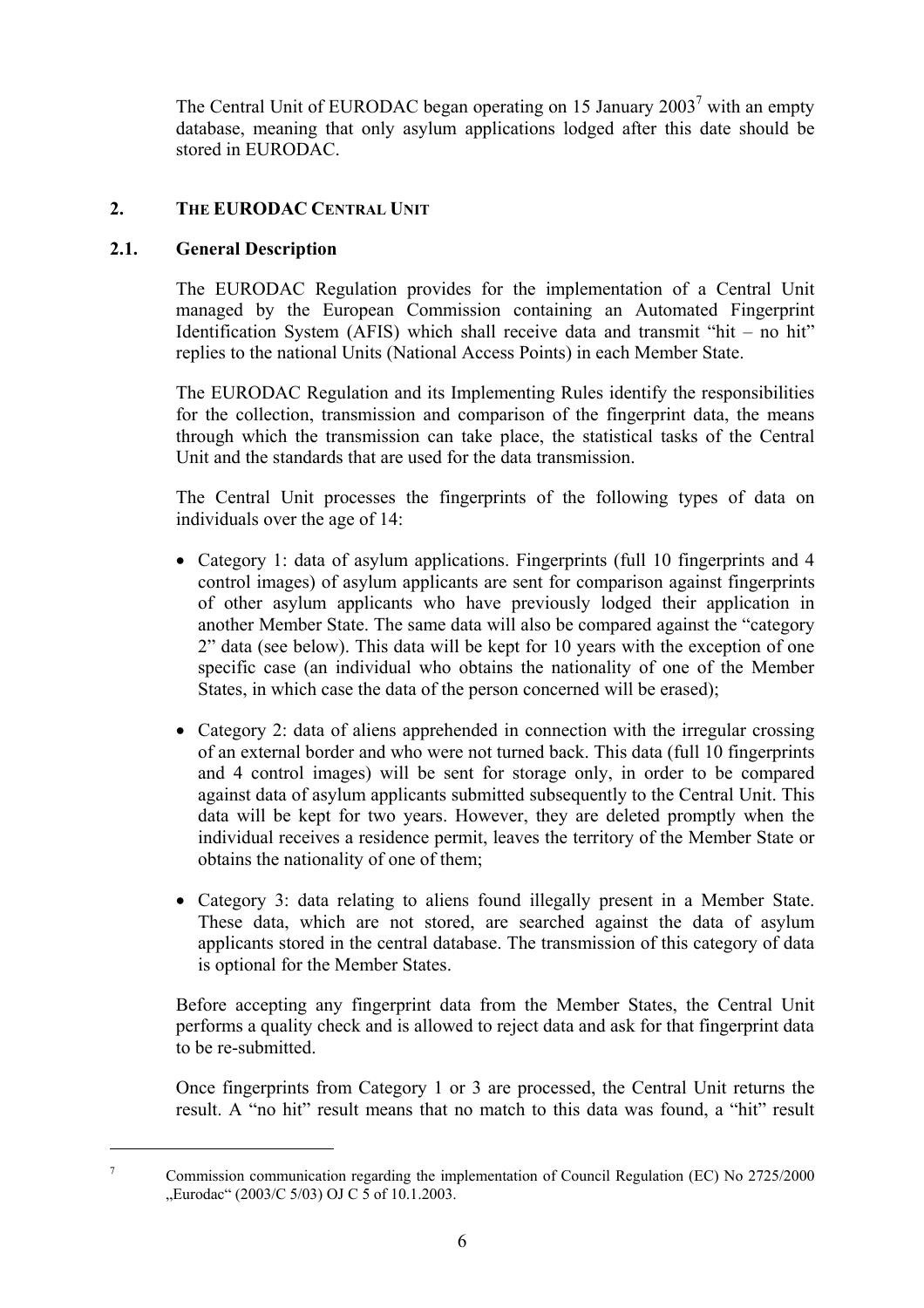The Central Unit of EURODAC began operating on 15 January 2003[7] with an empty database, meaning that only asylum applications lodged after this date should be stored in EURODAC.

## 2. THE EURODAC CENTRAL UNIT

### 2.1. General Description

The EURODAC Regulation provides for the implementation of a Central Unit managed by the European Commission containing an Automated Fingerprint Identification System (AFIS) which shall receive data and transmit "hit – no hit" replies to the national Units (National Access Points) in each Member State.

The EURODAC Regulation and its Implementing Rules identify the responsibilities for the collection, transmission and comparison of the fingerprint data, the means through which the transmission can take place, the statistical tasks of the Central Unit and the standards that are used for the data transmission.

The Central Unit processes the fingerprints of the following types of data on individuals over the age of 14:

- Category 1: data of asylum applications. Fingerprints (full 10 fingerprints and 4 control images) of asylum applicants are sent for comparison against fingerprints of other asylum applicants who have previously lodged their application in another Member State. The same data will also be compared against the "category 2" data (see below). This data will be kept for 10 years with the exception of one specific case (an individual who obtains the nationality of one of the Member States, in which case the data of the person concerned will be erased);
- Category 2: data of aliens apprehended in connection with the irregular crossing of an external border and who were not turned back. This data (full 10 fingerprints and 4 control images) will be sent for storage only, in order to be compared against data of asylum applicants submitted subsequently to the Central Unit. This data will be kept for two years. However, they are deleted promptly when the individual receives a residence permit, leaves the territory of the Member State or obtains the nationality of one of them;
- Category 3: data relating to aliens found illegally present in a Member State. These data, which are not stored, are searched against the data of asylum applicants stored in the central database. The transmission of this category of data is optional for the Member States.

Before accepting any fingerprint data from the Member States, the Central Unit performs a quality check and is allowed to reject data and ask for that fingerprint data to be re-submitted.

Once fingerprints from Category 1 or 3 are processed, the Central Unit returns the result. A "no hit" result means that no match to this data was found, a "hit" result

---

[7] Commission communication regarding the implementation of Council Regulation (EC) No 2725/2000 „Eurodac" (2003/C 5/03) OJ C 5 of 10.1.2003.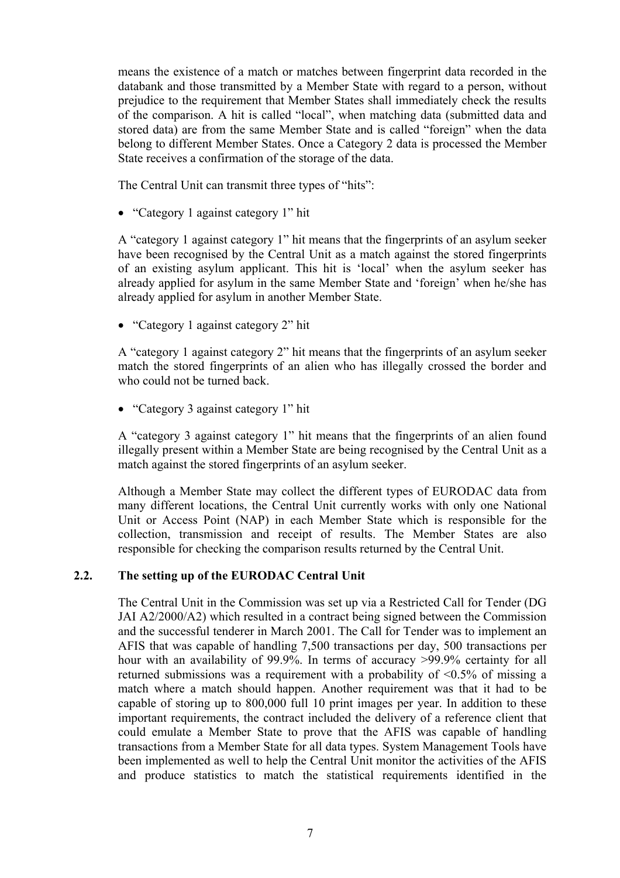means the existence of a match or matches between fingerprint data recorded in the databank and those transmitted by a Member State with regard to a person, without prejudice to the requirement that Member States shall immediately check the results of the comparison. A hit is called "local", when matching data (submitted data and stored data) are from the same Member State and is called "foreign" when the data belong to different Member States. Once a Category 2 data is processed the Member State receives a confirmation of the storage of the data.

The Central Unit can transmit three types of "hits":

- "Category 1 against category 1" hit

A "category 1 against category 1" hit means that the fingerprints of an asylum seeker have been recognised by the Central Unit as a match against the stored fingerprints of an existing asylum applicant. This hit is 'local' when the asylum seeker has already applied for asylum in the same Member State and 'foreign' when he/she has already applied for asylum in another Member State.

- "Category 1 against category 2" hit

A "category 1 against category 2" hit means that the fingerprints of an asylum seeker match the stored fingerprints of an alien who has illegally crossed the border and who could not be turned back.

- "Category 3 against category 1" hit

A "category 3 against category 1" hit means that the fingerprints of an alien found illegally present within a Member State are being recognised by the Central Unit as a match against the stored fingerprints of an asylum seeker.

Although a Member State may collect the different types of EURODAC data from many different locations, the Central Unit currently works with only one National Unit or Access Point (NAP) in each Member State which is responsible for the collection, transmission and receipt of results. The Member States are also responsible for checking the comparison results returned by the Central Unit.

### 2.2. The setting up of the EURODAC Central Unit

The Central Unit in the Commission was set up via a Restricted Call for Tender (DG JAI A2/2000/A2) which resulted in a contract being signed between the Commission and the successful tenderer in March 2001. The Call for Tender was to implement an AFIS that was capable of handling 7,500 transactions per day, 500 transactions per hour with an availability of 99.9%. In terms of accuracy >99.9% certainty for all returned submissions was a requirement with a probability of <0.5% of missing a match where a match should happen. Another requirement was that it had to be capable of storing up to 800,000 full 10 print images per year. In addition to these important requirements, the contract included the delivery of a reference client that could emulate a Member State to prove that the AFIS was capable of handling transactions from a Member State for all data types. System Management Tools have been implemented as well to help the Central Unit monitor the activities of the AFIS and produce statistics to match the statistical requirements identified in the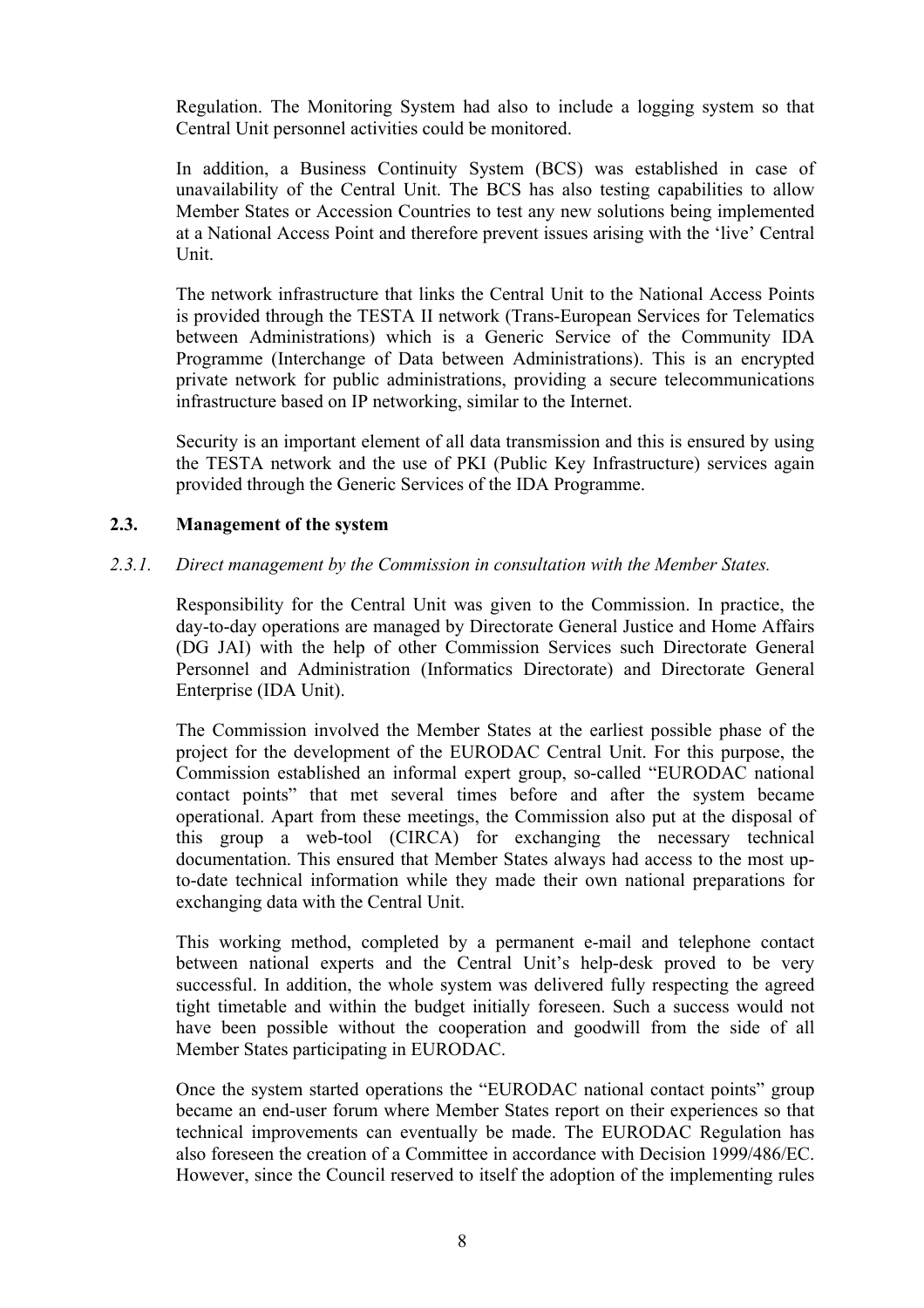Regulation. The Monitoring System had also to include a logging system so that Central Unit personnel activities could be monitored.

In addition, a Business Continuity System (BCS) was established in case of unavailability of the Central Unit. The BCS has also testing capabilities to allow Member States or Accession Countries to test any new solutions being implemented at a National Access Point and therefore prevent issues arising with the 'live' Central Unit.

The network infrastructure that links the Central Unit to the National Access Points is provided through the TESTA II network (Trans-European Services for Telematics between Administrations) which is a Generic Service of the Community IDA Programme (Interchange of Data between Administrations). This is an encrypted private network for public administrations, providing a secure telecommunications infrastructure based on IP networking, similar to the Internet.

Security is an important element of all data transmission and this is ensured by using the TESTA network and the use of PKI (Public Key Infrastructure) services again provided through the Generic Services of the IDA Programme.

### 2.3. Management of the system

#### *2.3.1. Direct management by the Commission in consultation with the Member States.*

Responsibility for the Central Unit was given to the Commission. In practice, the day-to-day operations are managed by Directorate General Justice and Home Affairs (DG JAI) with the help of other Commission Services such Directorate General Personnel and Administration (Informatics Directorate) and Directorate General Enterprise (IDA Unit).

The Commission involved the Member States at the earliest possible phase of the project for the development of the EURODAC Central Unit. For this purpose, the Commission established an informal expert group, so-called "EURODAC national contact points" that met several times before and after the system became operational. Apart from these meetings, the Commission also put at the disposal of this group a web-tool (CIRCA) for exchanging the necessary technical documentation. This ensured that Member States always had access to the most up-to-date technical information while they made their own national preparations for exchanging data with the Central Unit.

This working method, completed by a permanent e-mail and telephone contact between national experts and the Central Unit's help-desk proved to be very successful. In addition, the whole system was delivered fully respecting the agreed tight timetable and within the budget initially foreseen. Such a success would not have been possible without the cooperation and goodwill from the side of all Member States participating in EURODAC.

Once the system started operations the "EURODAC national contact points" group became an end-user forum where Member States report on their experiences so that technical improvements can eventually be made. The EURODAC Regulation has also foreseen the creation of a Committee in accordance with Decision 1999/486/EC. However, since the Council reserved to itself the adoption of the implementing rules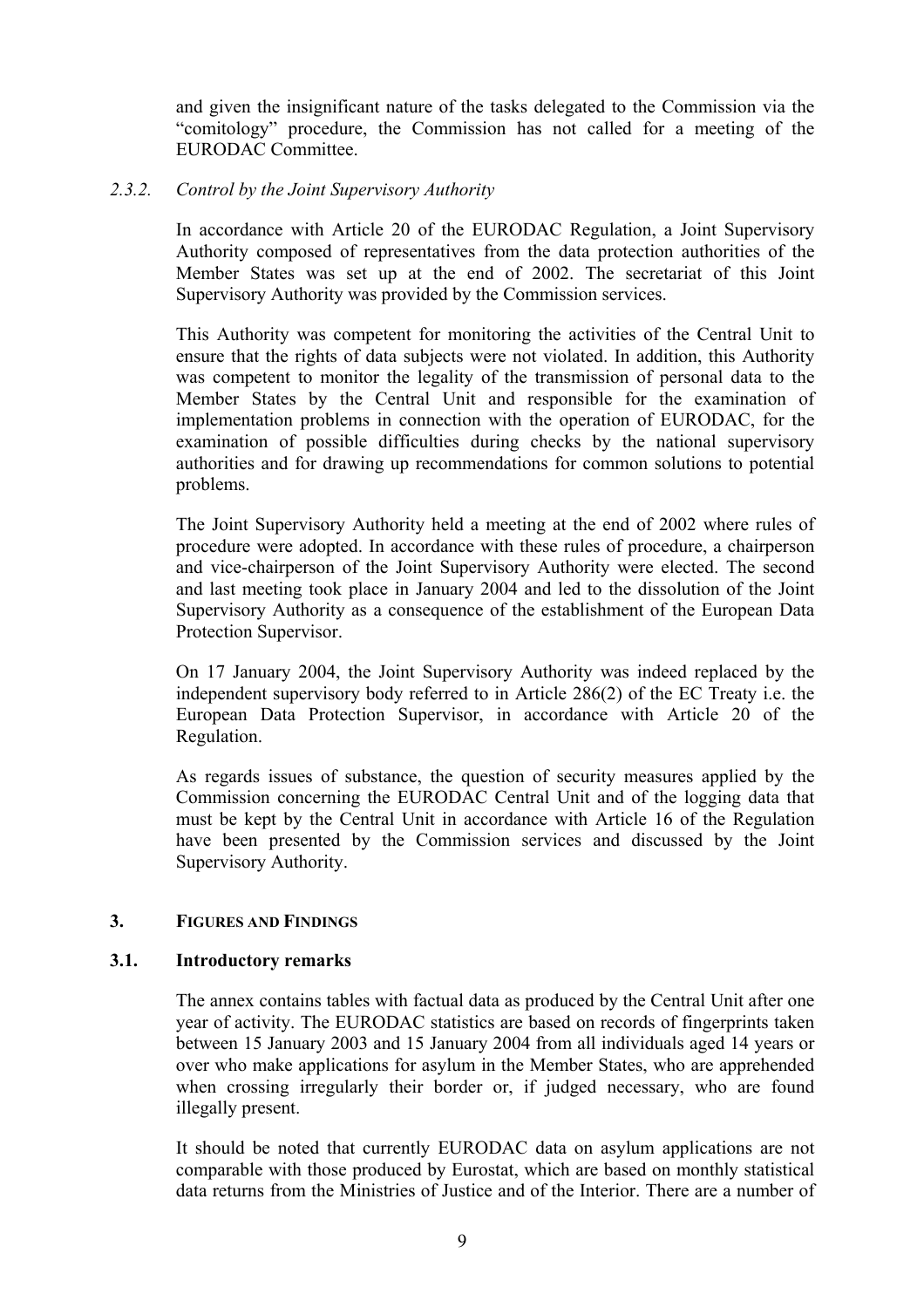and given the insignificant nature of the tasks delegated to the Commission via the "comitology" procedure, the Commission has not called for a meeting of the EURODAC Committee.

### *2.3.2. Control by the Joint Supervisory Authority*

In accordance with Article 20 of the EURODAC Regulation, a Joint Supervisory Authority composed of representatives from the data protection authorities of the Member States was set up at the end of 2002. The secretariat of this Joint Supervisory Authority was provided by the Commission services.

This Authority was competent for monitoring the activities of the Central Unit to ensure that the rights of data subjects were not violated. In addition, this Authority was competent to monitor the legality of the transmission of personal data to the Member States by the Central Unit and responsible for the examination of implementation problems in connection with the operation of EURODAC, for the examination of possible difficulties during checks by the national supervisory authorities and for drawing up recommendations for common solutions to potential problems.

The Joint Supervisory Authority held a meeting at the end of 2002 where rules of procedure were adopted. In accordance with these rules of procedure, a chairperson and vice-chairperson of the Joint Supervisory Authority were elected. The second and last meeting took place in January 2004 and led to the dissolution of the Joint Supervisory Authority as a consequence of the establishment of the European Data Protection Supervisor.

On 17 January 2004, the Joint Supervisory Authority was indeed replaced by the independent supervisory body referred to in Article 286(2) of the EC Treaty i.e. the European Data Protection Supervisor, in accordance with Article 20 of the Regulation.

As regards issues of substance, the question of security measures applied by the Commission concerning the EURODAC Central Unit and of the logging data that must be kept by the Central Unit in accordance with Article 16 of the Regulation have been presented by the Commission services and discussed by the Joint Supervisory Authority.

## 3. FIGURES AND FINDINGS

### 3.1. Introductory remarks

The annex contains tables with factual data as produced by the Central Unit after one year of activity. The EURODAC statistics are based on records of fingerprints taken between 15 January 2003 and 15 January 2004 from all individuals aged 14 years or over who make applications for asylum in the Member States, who are apprehended when crossing irregularly their border or, if judged necessary, who are found illegally present.

It should be noted that currently EURODAC data on asylum applications are not comparable with those produced by Eurostat, which are based on monthly statistical data returns from the Ministries of Justice and of the Interior. There are a number of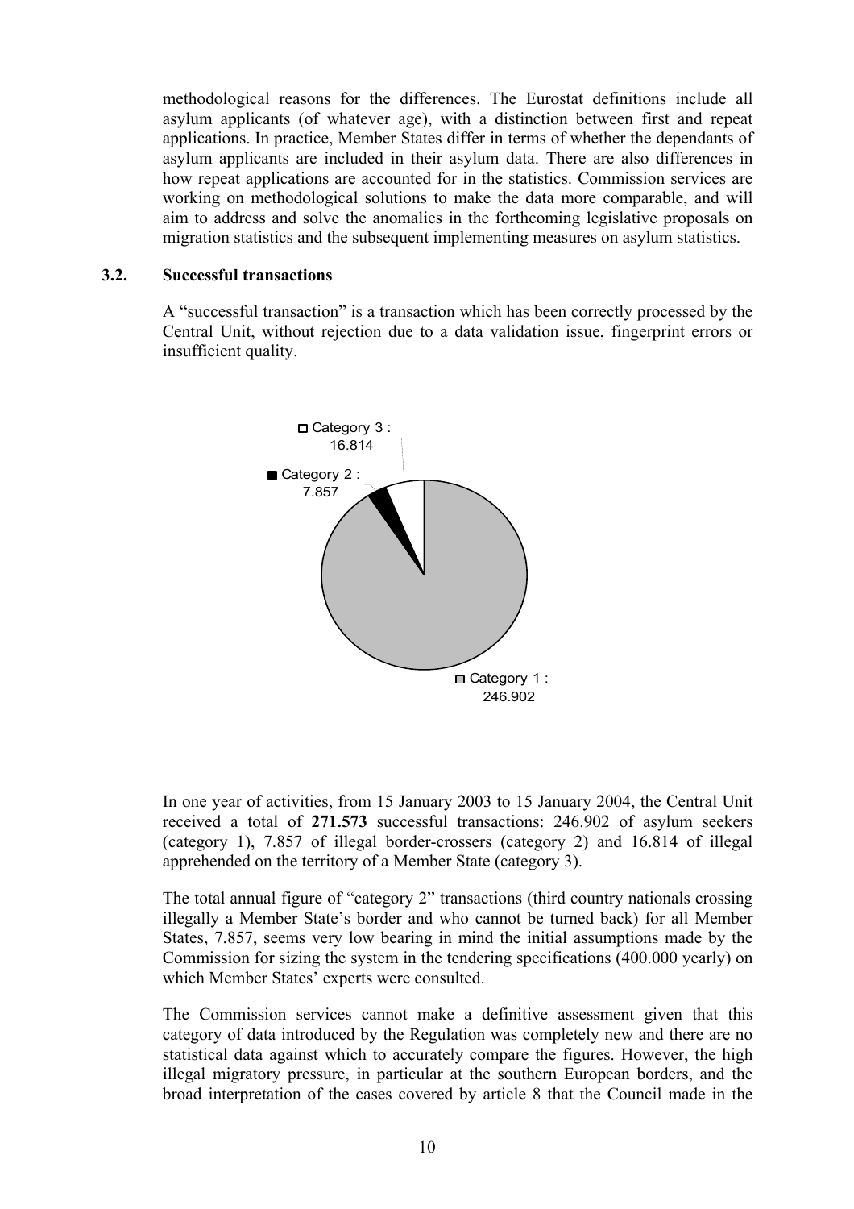methodological reasons for the differences. The Eurostat definitions include all asylum applicants (of whatever age), with a distinction between first and repeat applications. In practice, Member States differ in terms of whether the dependants of asylum applicants are included in their asylum data. There are also differences in how repeat applications are accounted for in the statistics. Commission services are working on methodological solutions to make the data more comparable, and will aim to address and solve the anomalies in the forthcoming legislative proposals on migration statistics and the subsequent implementing measures on asylum statistics.

### 3.2. Successful transactions

A "successful transaction" is a transaction which has been correctly processed by the Central Unit, without rejection due to a data validation issue, fingerprint errors or insufficient quality.

Category 3 : 16.814

Category 2 : 7.857

Category 1 : 246.902

In one year of activities, from 15 January 2003 to 15 January 2004, the Central Unit received a total of **271.573** successful transactions: 246.902 of asylum seekers (category 1), 7.857 of illegal border-crossers (category 2) and 16.814 of illegal apprehended on the territory of a Member State (category 3).

The total annual figure of "category 2" transactions (third country nationals crossing illegally a Member State's border and who cannot be turned back) for all Member States, 7.857, seems very low bearing in mind the initial assumptions made by the Commission for sizing the system in the tendering specifications (400.000 yearly) on which Member States' experts were consulted.

The Commission services cannot make a definitive assessment given that this category of data introduced by the Regulation was completely new and there are no statistical data against which to accurately compare the figures. However, the high illegal migratory pressure, in particular at the southern European borders, and the broad interpretation of the cases covered by article 8 that the Council made in the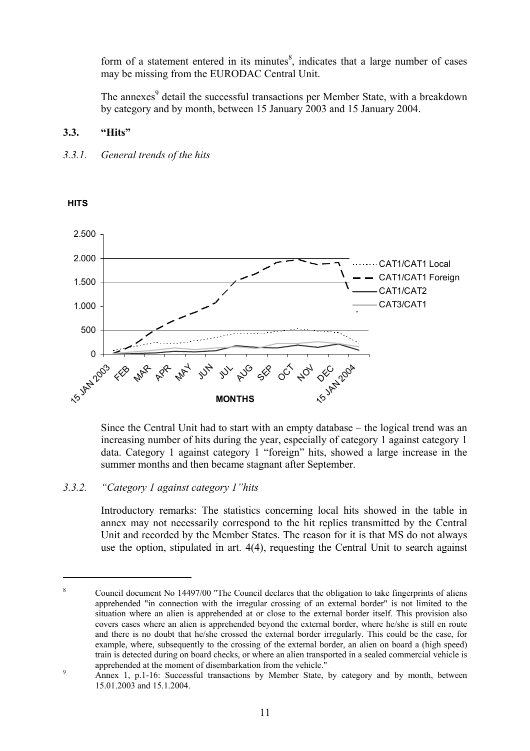form of a statement entered in its minutes[8], indicates that a large number of cases may be missing from the EURODAC Central Unit.

The annexes[9] detail the successful transactions per Member State, with a breakdown by category and by month, between 15 January 2003 and 15 January 2004.

### 3.3. "Hits"

#### *3.3.1. General trends of the hits*

Since the Central Unit had to start with an empty database – the logical trend was an increasing number of hits during the year, especially of category 1 against category 1 data. Category 1 against category 1 "foreign" hits, showed a large increase in the summer months and then became stagnant after September.

#### *3.3.2. "Category 1 against category 1"hits*

Introductory remarks: The statistics concerning local hits showed in the table in annex may not necessarily correspond to the hit replies transmitted by the Central Unit and recorded by the Member States. The reason for it is that MS do not always use the option, stipulated in art. 4(4), requesting the Central Unit to search against

---

[8] Council document No 14497/00 "The Council declares that the obligation to take fingerprints of aliens apprehended "in connection with the irregular crossing of an external border" is not limited to the situation where an alien is apprehended at or close to the external border itself. This provision also covers cases where an alien is apprehended beyond the external border, where he/she is still en route and there is no doubt that he/she crossed the external border irregularly. This could be the case, for example, where, subsequently to the crossing of the external border, an alien on board a (high speed) train is detected during on board checks, or where an alien transported in a sealed commercial vehicle is apprehended at the moment of disembarkation from the vehicle."

[9] Annex 1, p.1-16: Successful transactions by Member State, by category and by month, between 15.01.2003 and 15.1.2004.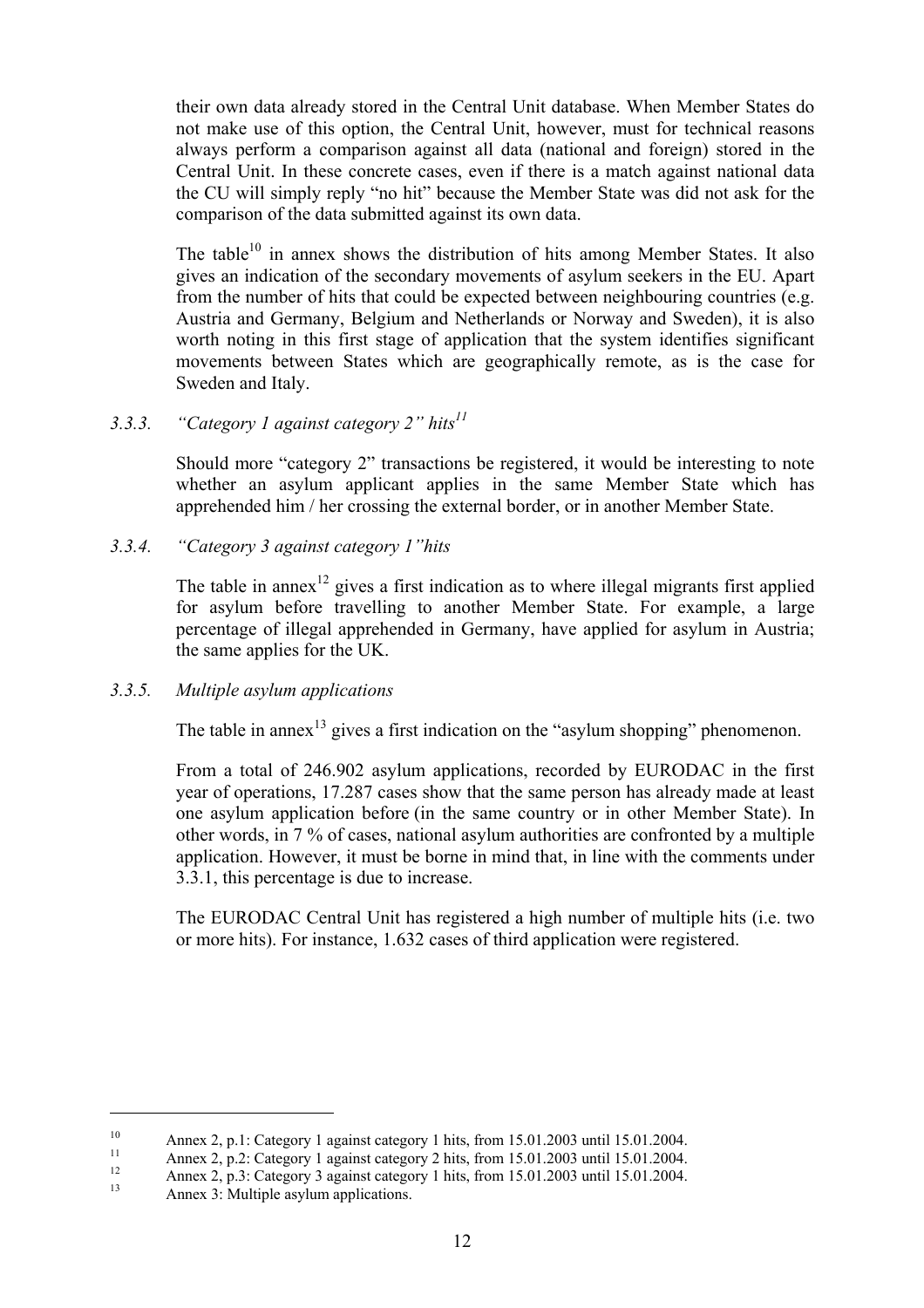their own data already stored in the Central Unit database. When Member States do not make use of this option, the Central Unit, however, must for technical reasons always perform a comparison against all data (national and foreign) stored in the Central Unit. In these concrete cases, even if there is a match against national data the CU will simply reply "no hit" because the Member State was did not ask for the comparison of the data submitted against its own data.

The table[10] in annex shows the distribution of hits among Member States. It also gives an indication of the secondary movements of asylum seekers in the EU. Apart from the number of hits that could be expected between neighbouring countries (e.g. Austria and Germany, Belgium and Netherlands or Norway and Sweden), it is also worth noting in this first stage of application that the system identifies significant movements between States which are geographically remote, as is the case for Sweden and Italy.

### *3.3.3. "Category 1 against category 2" hits*[11]

Should more "category 2" transactions be registered, it would be interesting to note whether an asylum applicant applies in the same Member State which has apprehended him / her crossing the external border, or in another Member State.

### *3.3.4. "Category 3 against category 1" hits*

The table in annex[12] gives a first indication as to where illegal migrants first applied for asylum before travelling to another Member State. For example, a large percentage of illegal apprehended in Germany, have applied for asylum in Austria; the same applies for the UK.

### *3.3.5. Multiple asylum applications*

The table in annex[13] gives a first indication on the "asylum shopping" phenomenon.

From a total of 246.902 asylum applications, recorded by EURODAC in the first year of operations, 17.287 cases show that the same person has already made at least one asylum application before (in the same country or in other Member State). In other words, in 7 % of cases, national asylum authorities are confronted by a multiple application. However, it must be borne in mind that, in line with the comments under 3.3.1, this percentage is due to increase.

The EURODAC Central Unit has registered a high number of multiple hits (i.e. two or more hits). For instance, 1.632 cases of third application were registered.

---

[10] Annex 2, p.1: Category 1 against category 1 hits, from 15.01.2003 until 15.01.2004.

[11] Annex 2, p.2: Category 1 against category 2 hits, from 15.01.2003 until 15.01.2004.

[12] Annex 2, p.3: Category 3 against category 1 hits, from 15.01.2003 until 15.01.2004.

[13] Annex 3: Multiple asylum applications.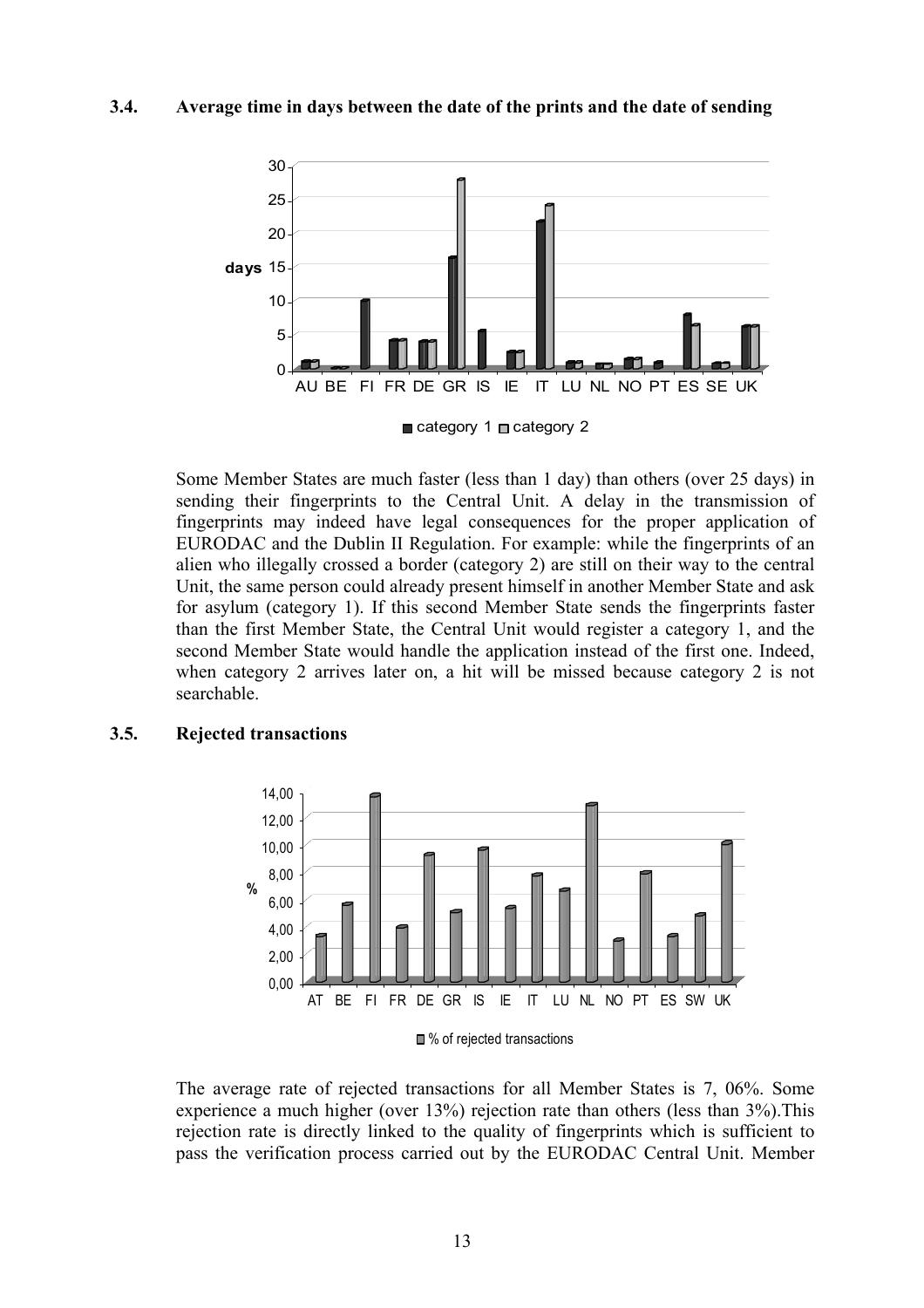### 3.4. Average time in days between the date of the prints and the date of sending

Some Member States are much faster (less than 1 day) than others (over 25 days) in sending their fingerprints to the Central Unit. A delay in the transmission of fingerprints may indeed have legal consequences for the proper application of EURODAC and the Dublin II Regulation. For example: while the fingerprints of an alien who illegally crossed a border (category 2) are still on their way to the central Unit, the same person could already present himself in another Member State and ask for asylum (category 1). If this second Member State sends the fingerprints faster than the first Member State, the Central Unit would register a category 1, and the second Member State would handle the application instead of the first one. Indeed, when category 2 arrives later on, a hit will be missed because category 2 is not searchable.

### 3.5. Rejected transactions

The average rate of rejected transactions for all Member States is 7, 06%. Some experience a much higher (over 13%) rejection rate than others (less than 3%).This rejection rate is directly linked to the quality of fingerprints which is sufficient to pass the verification process carried out by the EURODAC Central Unit. Member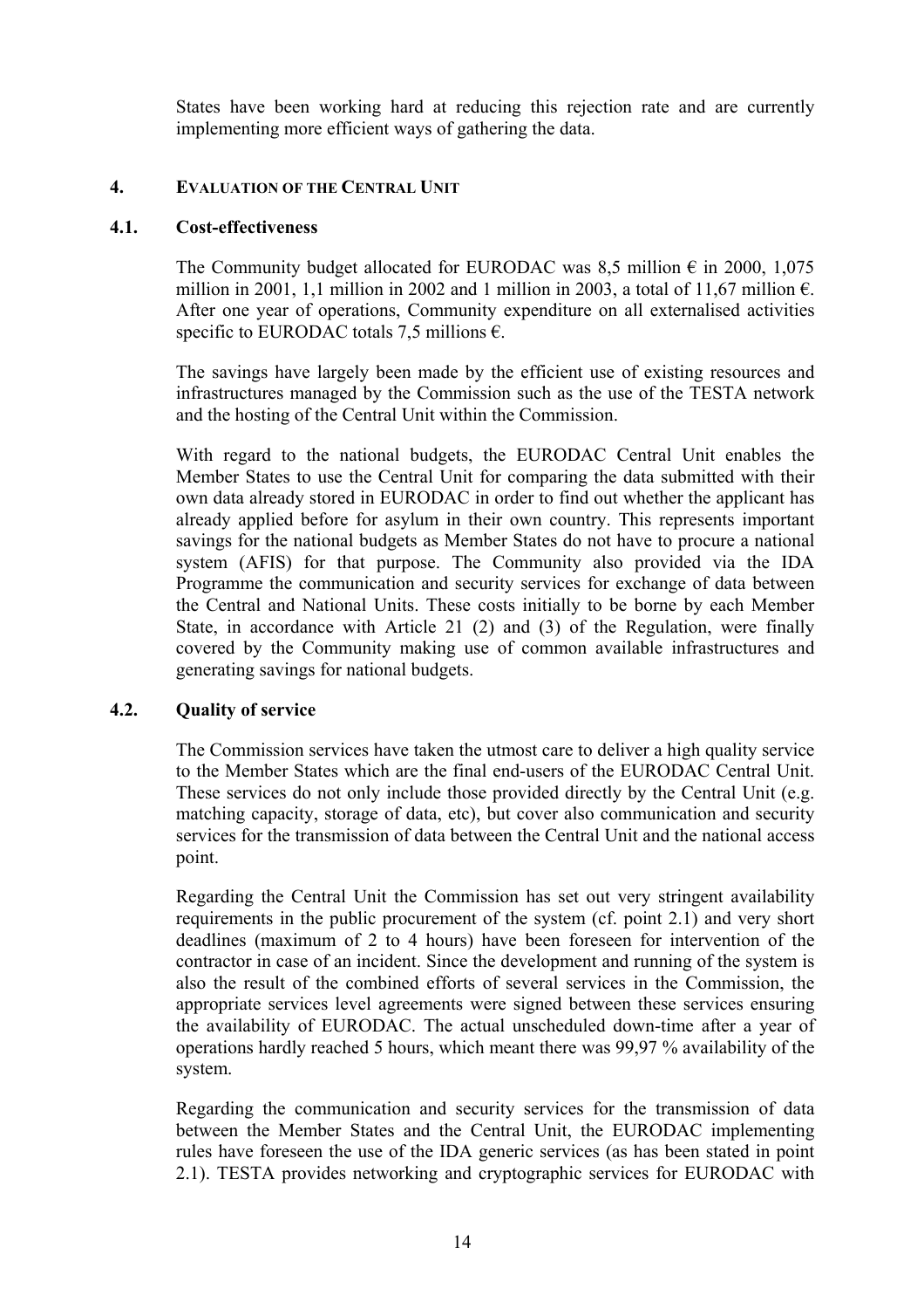States have been working hard at reducing this rejection rate and are currently implementing more efficient ways of gathering the data.

## 4. EVALUATION OF THE CENTRAL UNIT

### 4.1. Cost-effectiveness

The Community budget allocated for EURODAC was 8,5 million € in 2000, 1,075 million in 2001, 1,1 million in 2002 and 1 million in 2003, a total of 11,67 million €. After one year of operations, Community expenditure on all externalised activities specific to EURODAC totals 7,5 millions €.

The savings have largely been made by the efficient use of existing resources and infrastructures managed by the Commission such as the use of the TESTA network and the hosting of the Central Unit within the Commission.

With regard to the national budgets, the EURODAC Central Unit enables the Member States to use the Central Unit for comparing the data submitted with their own data already stored in EURODAC in order to find out whether the applicant has already applied before for asylum in their own country. This represents important savings for the national budgets as Member States do not have to procure a national system (AFIS) for that purpose. The Community also provided via the IDA Programme the communication and security services for exchange of data between the Central and National Units. These costs initially to be borne by each Member State, in accordance with Article 21 (2) and (3) of the Regulation, were finally covered by the Community making use of common available infrastructures and generating savings for national budgets.

### 4.2. Quality of service

The Commission services have taken the utmost care to deliver a high quality service to the Member States which are the final end-users of the EURODAC Central Unit. These services do not only include those provided directly by the Central Unit (e.g. matching capacity, storage of data, etc), but cover also communication and security services for the transmission of data between the Central Unit and the national access point.

Regarding the Central Unit the Commission has set out very stringent availability requirements in the public procurement of the system (cf. point 2.1) and very short deadlines (maximum of 2 to 4 hours) have been foreseen for intervention of the contractor in case of an incident. Since the development and running of the system is also the result of the combined efforts of several services in the Commission, the appropriate services level agreements were signed between these services ensuring the availability of EURODAC. The actual unscheduled down-time after a year of operations hardly reached 5 hours, which meant there was 99,97 % availability of the system.

Regarding the communication and security services for the transmission of data between the Member States and the Central Unit, the EURODAC implementing rules have foreseen the use of the IDA generic services (as has been stated in point 2.1). TESTA provides networking and cryptographic services for EURODAC with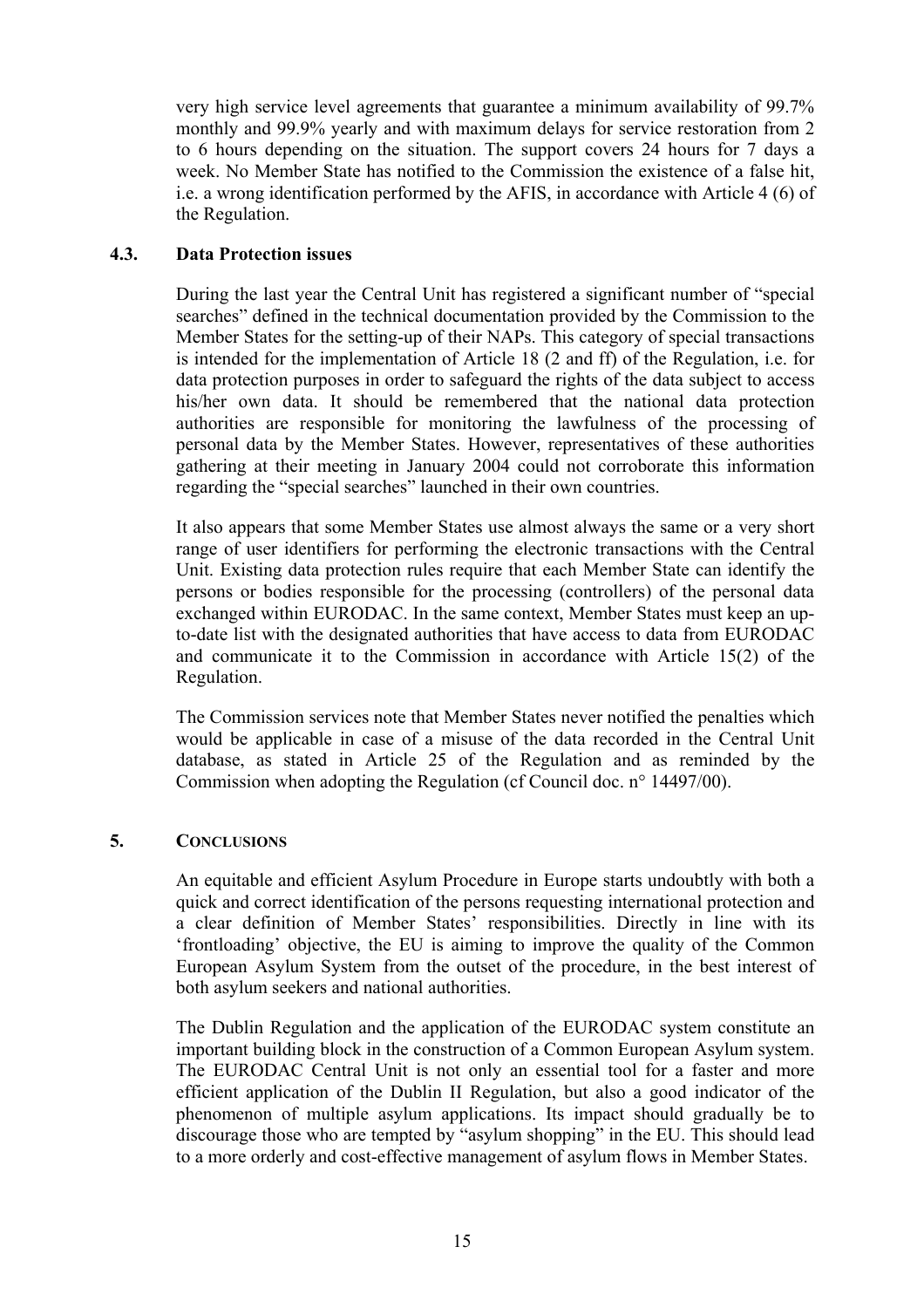very high service level agreements that guarantee a minimum availability of 99.7% monthly and 99.9% yearly and with maximum delays for service restoration from 2 to 6 hours depending on the situation. The support covers 24 hours for 7 days a week. No Member State has notified to the Commission the existence of a false hit, i.e. a wrong identification performed by the AFIS, in accordance with Article 4 (6) of the Regulation.

### 4.3. Data Protection issues

During the last year the Central Unit has registered a significant number of "special searches" defined in the technical documentation provided by the Commission to the Member States for the setting-up of their NAPs. This category of special transactions is intended for the implementation of Article 18 (2 and ff) of the Regulation, i.e. for data protection purposes in order to safeguard the rights of the data subject to access his/her own data. It should be remembered that the national data protection authorities are responsible for monitoring the lawfulness of the processing of personal data by the Member States. However, representatives of these authorities gathering at their meeting in January 2004 could not corroborate this information regarding the "special searches" launched in their own countries.

It also appears that some Member States use almost always the same or a very short range of user identifiers for performing the electronic transactions with the Central Unit. Existing data protection rules require that each Member State can identify the persons or bodies responsible for the processing (controllers) of the personal data exchanged within EURODAC. In the same context, Member States must keep an up-to-date list with the designated authorities that have access to data from EURODAC and communicate it to the Commission in accordance with Article 15(2) of the Regulation.

The Commission services note that Member States never notified the penalties which would be applicable in case of a misuse of the data recorded in the Central Unit database, as stated in Article 25 of the Regulation and as reminded by the Commission when adopting the Regulation (cf Council doc. n° 14497/00).

## 5. CONCLUSIONS

An equitable and efficient Asylum Procedure in Europe starts undoubtly with both a quick and correct identification of the persons requesting international protection and a clear definition of Member States' responsibilities. Directly in line with its 'frontloading' objective, the EU is aiming to improve the quality of the Common European Asylum System from the outset of the procedure, in the best interest of both asylum seekers and national authorities.

The Dublin Regulation and the application of the EURODAC system constitute an important building block in the construction of a Common European Asylum system. The EURODAC Central Unit is not only an essential tool for a faster and more efficient application of the Dublin II Regulation, but also a good indicator of the phenomenon of multiple asylum applications. Its impact should gradually be to discourage those who are tempted by "asylum shopping" in the EU. This should lead to a more orderly and cost-effective management of asylum flows in Member States.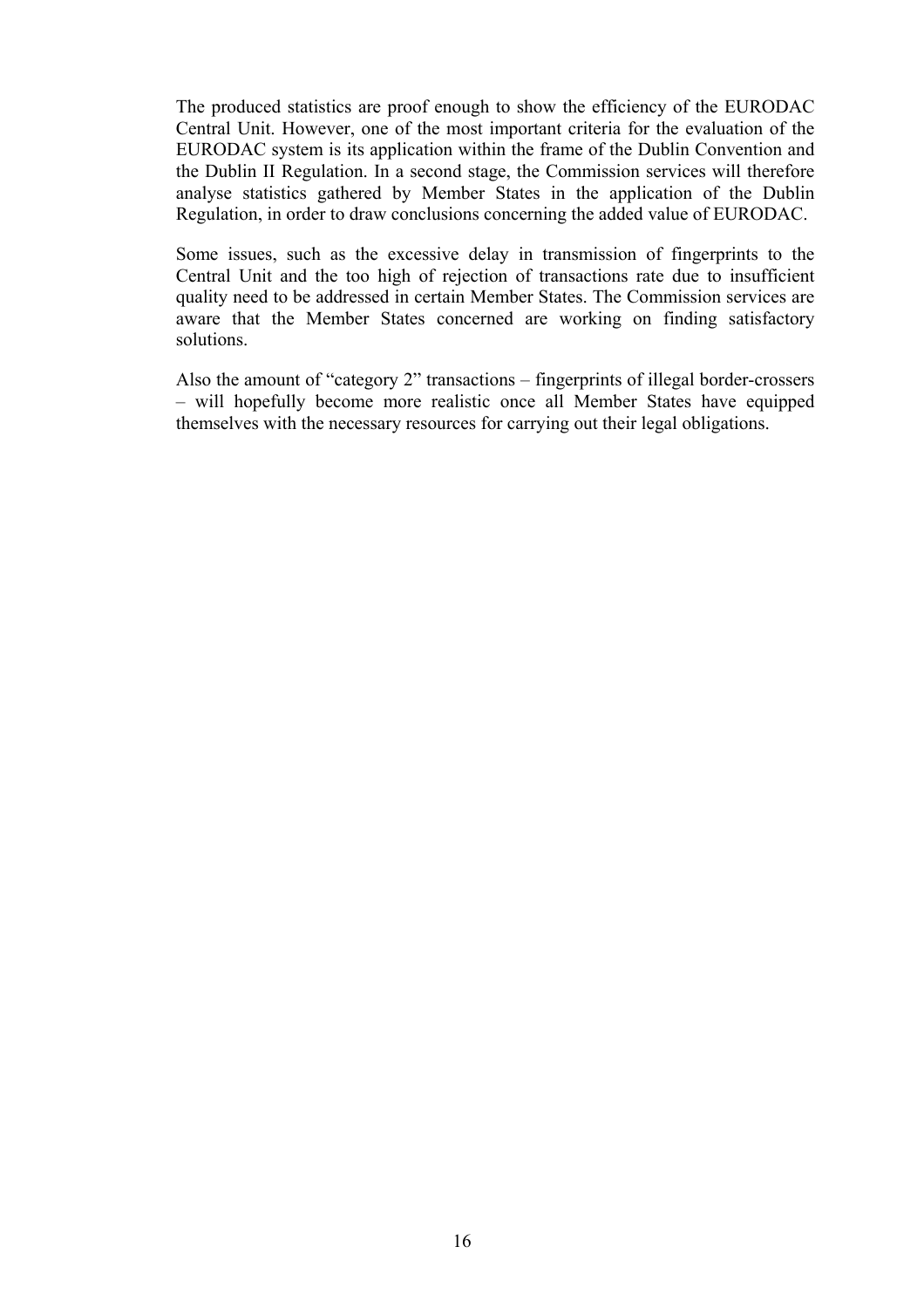The produced statistics are proof enough to show the efficiency of the EURODAC Central Unit. However, one of the most important criteria for the evaluation of the EURODAC system is its application within the frame of the Dublin Convention and the Dublin II Regulation. In a second stage, the Commission services will therefore analyse statistics gathered by Member States in the application of the Dublin Regulation, in order to draw conclusions concerning the added value of EURODAC.

Some issues, such as the excessive delay in transmission of fingerprints to the Central Unit and the too high of rejection of transactions rate due to insufficient quality need to be addressed in certain Member States. The Commission services are aware that the Member States concerned are working on finding satisfactory solutions.

Also the amount of "category 2" transactions – fingerprints of illegal border-crossers – will hopefully become more realistic once all Member States have equipped themselves with the necessary resources for carrying out their legal obligations.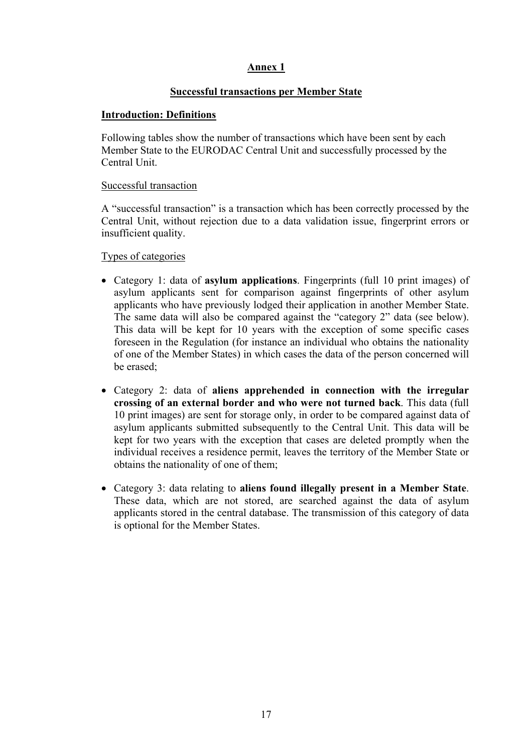## Annex 1

### Successful transactions per Member State

#### Introduction: Definitions

Following tables show the number of transactions which have been sent by each Member State to the EURODAC Central Unit and successfully processed by the Central Unit.

Successful transaction

A "successful transaction" is a transaction which has been correctly processed by the Central Unit, without rejection due to a data validation issue, fingerprint errors or insufficient quality.

Types of categories

- Category 1: data of **asylum applications**. Fingerprints (full 10 print images) of asylum applicants sent for comparison against fingerprints of other asylum applicants who have previously lodged their application in another Member State. The same data will also be compared against the "category 2" data (see below). This data will be kept for 10 years with the exception of some specific cases foreseen in the Regulation (for instance an individual who obtains the nationality of one of the Member States) in which cases the data of the person concerned will be erased;
- Category 2: data of **aliens apprehended in connection with the irregular crossing of an external border and who were not turned back**. This data (full 10 print images) are sent for storage only, in order to be compared against data of asylum applicants submitted subsequently to the Central Unit. This data will be kept for two years with the exception that cases are deleted promptly when the individual receives a residence permit, leaves the territory of the Member State or obtains the nationality of one of them;
- Category 3: data relating to **aliens found illegally present in a Member State**. These data, which are not stored, are searched against the data of asylum applicants stored in the central database. The transmission of this category of data is optional for the Member States.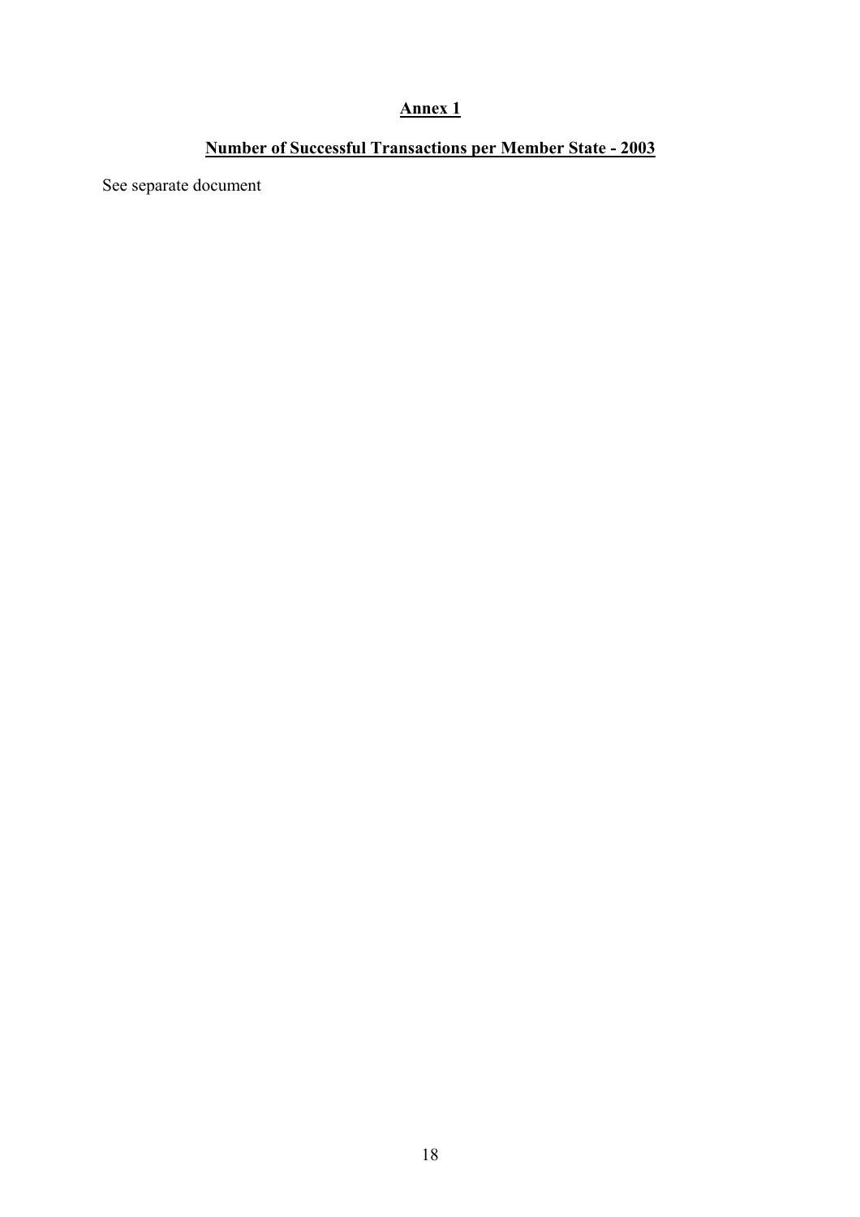# **Annex 1**

## **Number of Successful Transactions per Member State - 2003**

See separate document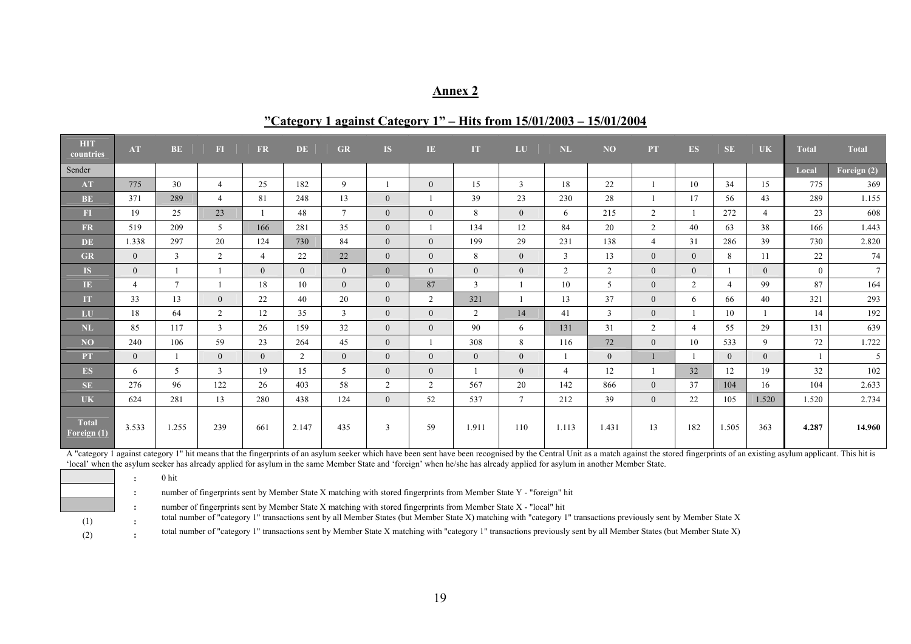## Annex 2

### "Category 1 against Category 1" – Hits from 15/01/2003 – 15/01/2004

| HIT countries | AT | BE | FI | FR | DE | GR | IS | IE | IT | LU | NL | NO | PT | ES | SE | UK | Total | Total |
|---|---|---|---|---|---|---|---|---|---|---|---|---|---|---|---|---|---|---|
| Sender | | | | | | | | | | | | | | | | | Local | Foreign (2) |
| AT | 775 | 30 | 4 | 25 | 182 | 9 | 1 | 0 | 15 | 3 | 18 | 22 | 1 | 10 | 34 | 15 | 775 | 369 |
| BE | 371 | 289 | 4 | 81 | 248 | 13 | 0 | 1 | 39 | 23 | 230 | 28 | 1 | 17 | 56 | 43 | 289 | 1.155 |
| FI | 19 | 25 | 23 | 1 | 48 | 7 | 0 | 0 | 8 | 0 | 6 | 215 | 2 | 1 | 272 | 4 | 23 | 608 |
| FR | 519 | 209 | 5 | 166 | 281 | 35 | 0 | 1 | 134 | 12 | 84 | 20 | 2 | 40 | 63 | 38 | 166 | 1.443 |
| DE | 1.338 | 297 | 20 | 124 | 730 | 84 | 0 | 0 | 199 | 29 | 231 | 138 | 4 | 31 | 286 | 39 | 730 | 2.820 |
| GR | 0 | 3 | 2 | 4 | 22 | 22 | 0 | 0 | 8 | 0 | 3 | 13 | 0 | 0 | 8 | 11 | 22 | 74 |
| IS | 0 | 1 | 1 | 0 | 0 | 0 | 0 | 0 | 0 | 0 | 2 | 2 | 0 | 0 | 1 | 0 | 0 | 7 |
| IE | 4 | 7 | 1 | 18 | 10 | 0 | 0 | 87 | 3 | 1 | 10 | 5 | 0 | 2 | 4 | 99 | 87 | 164 |
| IT | 33 | 13 | 0 | 22 | 40 | 20 | 0 | 2 | 321 | 1 | 13 | 37 | 0 | 6 | 66 | 40 | 321 | 293 |
| LU | 18 | 64 | 2 | 12 | 35 | 3 | 0 | 0 | 2 | 14 | 41 | 3 | 0 | 1 | 10 | 1 | 14 | 192 |
| NL | 85 | 117 | 3 | 26 | 159 | 32 | 0 | 0 | 90 | 6 | 131 | 31 | 2 | 4 | 55 | 29 | 131 | 639 |
| NO | 240 | 106 | 59 | 23 | 264 | 45 | 0 | 1 | 308 | 8 | 116 | 72 | 0 | 10 | 533 | 9 | 72 | 1.722 |
| PT | 0 | 1 | 0 | 0 | 2 | 0 | 0 | 0 | 0 | 0 | 1 | 0 | 1 | 1 | 0 | 0 | 1 | 5 |
| ES | 6 | 5 | 3 | 19 | 15 | 5 | 0 | 0 | 1 | 0 | 4 | 12 | 1 | 32 | 12 | 19 | 32 | 102 |
| SE | 276 | 96 | 122 | 26 | 403 | 58 | 2 | 2 | 567 | 20 | 142 | 866 | 0 | 37 | 104 | 16 | 104 | 2.633 |
| UK | 624 | 281 | 13 | 280 | 438 | 124 | 0 | 52 | 537 | 7 | 212 | 39 | 0 | 22 | 105 | 1.520 | 1.520 | 2.734 |
| Total Foreign (1) | 3.533 | 1.255 | 239 | 661 | 2.147 | 435 | 3 | 59 | 1.911 | 110 | 1.113 | 1.431 | 13 | 182 | 1.505 | 363 | **4.287** | **14.960** |

A "category 1 against category 1" hit means that the fingerprints of an asylum seeker which have been sent have been recognised by the Central Unit as a match against the stored fingerprints of an existing asylum applicant. This hit is 'local' when the asylum seeker has already applied for asylum in the same Member State and 'foreign' when he/she has already applied for asylum in another Member State.

| | | |
|---|---|---|
| (light grey) | : | 0 hit |
| (white) | : | number of fingerprints sent by Member State X matching with stored fingerprints from Member State Y - "foreign" hit |
| (dark grey) | : | number of fingerprints sent by Member State X matching with stored fingerprints from Member State X - "local" hit |
| (1) | : | total number of "category 1" transactions sent by all Member States (but Member State X) matching with "category 1" transactions previously sent by Member State X |
| (2) | : | total number of "category 1" transactions sent by Member State X matching with "category 1" transactions previously sent by all Member States (but Member State X) |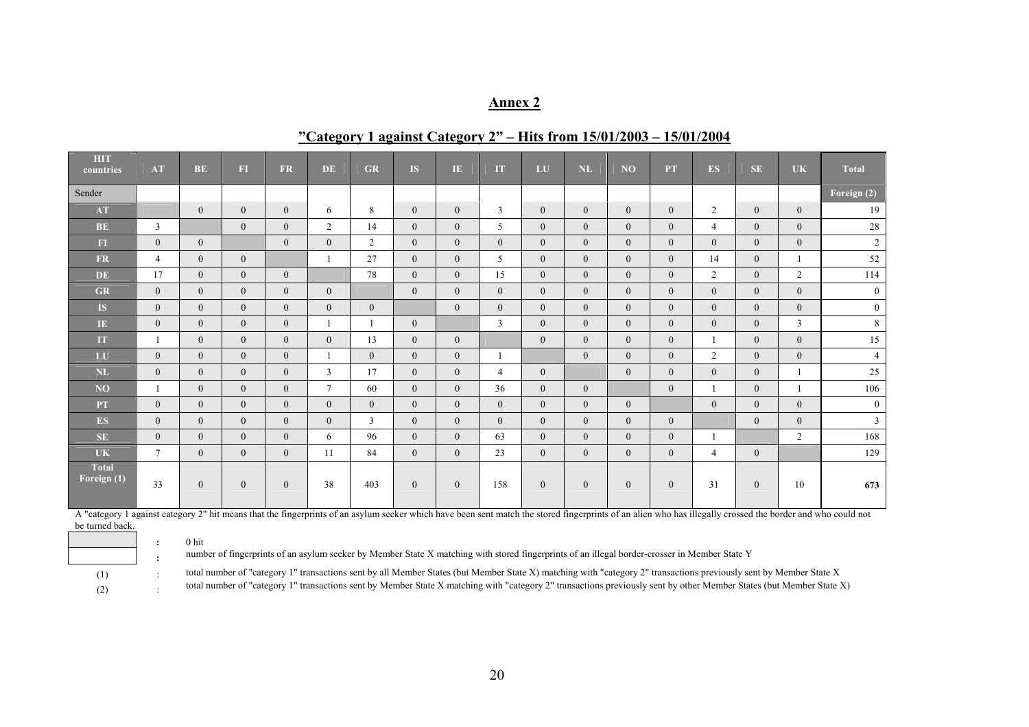## Annex 2

## "Category 1 against Category 2" – Hits from 15/01/2003 – 15/01/2004

| HIT countries | AT | BE | FI | FR | DE | GR | IS | IE | IT | LU | NL | NO | PT | ES | SE | UK | Total |
|---|---|---|---|---|---|---|---|---|---|---|---|---|---|---|---|---|---|
| Sender | | | | | | | | | | | | | | | | | Foreign (2) |
| AT | | 0 | 0 | 0 | 6 | 8 | 0 | 0 | 3 | 0 | 0 | 0 | 0 | 2 | 0 | 0 | 19 |
| BE | 3 | | 0 | 0 | 2 | 14 | 0 | 0 | 5 | 0 | 0 | 0 | 0 | 4 | 0 | 0 | 28 |
| FI | 0 | 0 | | 0 | 0 | 2 | 0 | 0 | 0 | 0 | 0 | 0 | 0 | 0 | 0 | 0 | 2 |
| FR | 4 | 0 | 0 | | 1 | 27 | 0 | 0 | 5 | 0 | 0 | 0 | 0 | 14 | 0 | 1 | 52 |
| DE | 17 | 0 | 0 | 0 | | 78 | 0 | 0 | 15 | 0 | 0 | 0 | 0 | 2 | 0 | 2 | 114 |
| GR | 0 | 0 | 0 | 0 | 0 | | 0 | 0 | 0 | 0 | 0 | 0 | 0 | 0 | 0 | 0 | 0 |
| IS | 0 | 0 | 0 | 0 | 0 | 0 | | 0 | 0 | 0 | 0 | 0 | 0 | 0 | 0 | 0 | 0 |
| IE | 0 | 0 | 0 | 0 | 1 | 1 | 0 | | 3 | 0 | 0 | 0 | 0 | 0 | 0 | 3 | 8 |
| IT | 1 | 0 | 0 | 0 | 0 | 13 | 0 | 0 | | 0 | 0 | 0 | 0 | 1 | 0 | 0 | 15 |
| LU | 0 | 0 | 0 | 0 | 1 | 0 | 0 | 0 | 1 | | 0 | 0 | 0 | 2 | 0 | 0 | 4 |
| NL | 0 | 0 | 0 | 0 | 3 | 17 | 0 | 0 | 4 | 0 | | 0 | 0 | 0 | 0 | 1 | 25 |
| NO | 1 | 0 | 0 | 0 | 7 | 60 | 0 | 0 | 36 | 0 | 0 | | 0 | 1 | 0 | 1 | 106 |
| PT | 0 | 0 | 0 | 0 | 0 | 0 | 0 | 0 | 0 | 0 | 0 | 0 | | 0 | 0 | 0 | 0 |
| ES | 0 | 0 | 0 | 0 | 0 | 3 | 0 | 0 | 0 | 0 | 0 | 0 | 0 | | 0 | 0 | 3 |
| SE | 0 | 0 | 0 | 0 | 6 | 96 | 0 | 0 | 63 | 0 | 0 | 0 | 0 | 1 | | 2 | 168 |
| UK | 7 | 0 | 0 | 0 | 11 | 84 | 0 | 0 | 23 | 0 | 0 | 0 | 0 | 4 | 0 | | 129 |
| Total Foreign (1) | 33 | 0 | 0 | 0 | 38 | 403 | 0 | 0 | 158 | 0 | 0 | 0 | 0 | 31 | 0 | 10 | **673** |

A "category 1 against category 2" hit means that the fingerprints of an asylum seeker which have been sent match the stored fingerprints of an alien who has illegally crossed the border and who could not be turned back.

| | | |
|---|---|---|
| (shaded box) | : | 0 hit |
| (white box) | : | number of fingerprints of an asylum seeker by Member State X matching with stored fingerprints of an illegal border-crosser in Member State Y |
| (1) | : | total number of "category 1" transactions sent by all Member States (but Member State X) matching with "category 2" transactions previously sent by Member State X |
| (2) | : | total number of "category 1" transactions sent by Member State X matching with "category 2" transactions previously sent by other Member States (but Member State X) |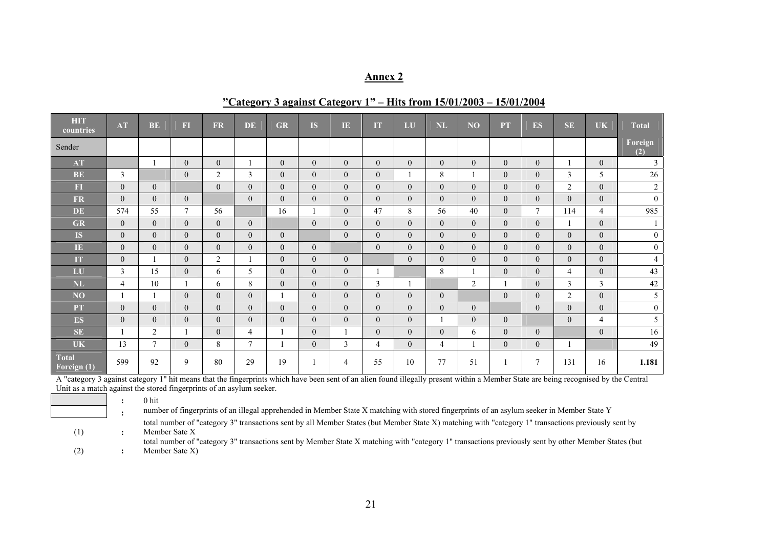## Annex 2

### "Category 3 against Category 1" – Hits from 15/01/2003 – 15/01/2004

| HIT countries | AT | BE | FI | FR | DE | GR | IS | IE | IT | LU | NL | NO | PT | ES | SE | UK | Total |
|---|---|---|---|---|---|---|---|---|---|---|---|---|---|---|---|---|---|
| Sender | | | | | | | | | | | | | | | | | Foreign (2) |
| AT | | 1 | 0 | 0 | 1 | 0 | 0 | 0 | 0 | 0 | 0 | 0 | 0 | 0 | 1 | 0 | 3 |
| BE | 3 | | 0 | 2 | 3 | 0 | 0 | 0 | 0 | 1 | 8 | 1 | 0 | 0 | 3 | 5 | 26 |
| FI | 0 | 0 | | 0 | 0 | 0 | 0 | 0 | 0 | 0 | 0 | 0 | 0 | 0 | 2 | 0 | 2 |
| FR | 0 | 0 | 0 | | 0 | 0 | 0 | 0 | 0 | 0 | 0 | 0 | 0 | 0 | 0 | 0 | 0 |
| DE | 574 | 55 | 7 | 56 | | 16 | 1 | 0 | 47 | 8 | 56 | 40 | 0 | 7 | 114 | 4 | 985 |
| GR | 0 | 0 | 0 | 0 | 0 | | 0 | 0 | 0 | 0 | 0 | 0 | 0 | 0 | 1 | 0 | 1 |
| IS | 0 | 0 | 0 | 0 | 0 | 0 | | 0 | 0 | 0 | 0 | 0 | 0 | 0 | 0 | 0 | 0 |
| IE | 0 | 0 | 0 | 0 | 0 | 0 | 0 | | 0 | 0 | 0 | 0 | 0 | 0 | 0 | 0 | 0 |
| IT | 0 | 1 | 0 | 2 | 1 | 0 | 0 | 0 | | 0 | 0 | 0 | 0 | 0 | 0 | 0 | 4 |
| LU | 3 | 15 | 0 | 6 | 5 | 0 | 0 | 0 | 1 | | 8 | 1 | 0 | 0 | 4 | 0 | 43 |
| NL | 4 | 10 | 1 | 6 | 8 | 0 | 0 | 0 | 3 | 1 | | 2 | 1 | 0 | 3 | 3 | 42 |
| NO | 1 | 1 | 0 | 0 | 0 | 1 | 0 | 0 | 0 | 0 | 0 | | 0 | 0 | 2 | 0 | 5 |
| PT | 0 | 0 | 0 | 0 | 0 | 0 | 0 | 0 | 0 | 0 | 0 | 0 | | 0 | 0 | 0 | 0 |
| ES | 0 | 0 | 0 | 0 | 0 | 0 | 0 | 0 | 0 | 0 | 1 | 0 | 0 | | 0 | 4 | 5 |
| SE | 1 | 2 | 1 | 0 | 4 | 1 | 0 | 1 | 0 | 0 | 0 | 6 | 0 | 0 | | 0 | 16 |
| UK | 13 | 7 | 0 | 8 | 7 | 1 | 0 | 3 | 4 | 0 | 4 | 1 | 0 | 0 | 1 | | 49 |
| Total Foreign (1) | 599 | 92 | 9 | 80 | 29 | 19 | 1 | 4 | 55 | 10 | 77 | 51 | 1 | 7 | 131 | 16 | 1.181 |

A "category 3 against category 1" hit means that the fingerprints which have been sent of an alien found illegally present within a Member State are being recognised by the Central Unit as a match against the stored fingerprints of an asylum seeker.

| | | |
|---|---|---|
| (grey cell) | : | 0 hit |
| (white cell) | : | number of fingerprints of an illegal apprehended in Member State X matching with stored fingerprints of an asylum seeker in Member State Y |
| (1) | : | total number of "category 3" transactions sent by all Member States (but Member State X) matching with "category 1" transactions previously sent by Member Sate X |
| (2) | : | total number of "category 3" transactions sent by Member State X matching with "category 1" transactions previously sent by other Member States (but Member Sate X) |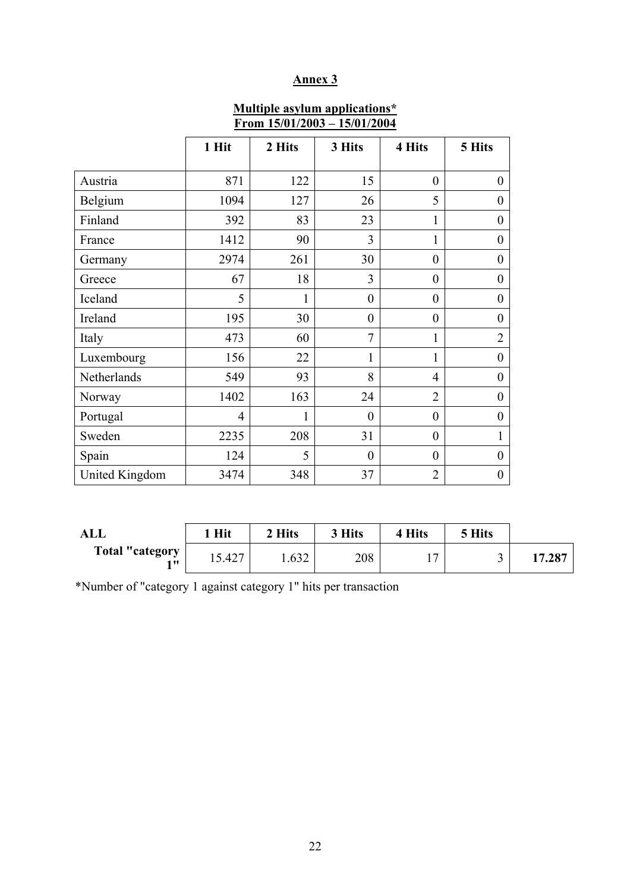## Annex 3

**Multiple asylum applications***
**From 15/01/2003 – 15/01/2004**

| | 1 Hit | 2 Hits | 3 Hits | 4 Hits | 5 Hits |
|---|---|---|---|---|---|
| Austria | 871 | 122 | 15 | 0 | 0 |
| Belgium | 1094 | 127 | 26 | 5 | 0 |
| Finland | 392 | 83 | 23 | 1 | 0 |
| France | 1412 | 90 | 3 | 1 | 0 |
| Germany | 2974 | 261 | 30 | 0 | 0 |
| Greece | 67 | 18 | 3 | 0 | 0 |
| Iceland | 5 | 1 | 0 | 0 | 0 |
| Ireland | 195 | 30 | 0 | 0 | 0 |
| Italy | 473 | 60 | 7 | 1 | 2 |
| Luxembourg | 156 | 22 | 1 | 1 | 0 |
| Netherlands | 549 | 93 | 8 | 4 | 0 |
| Norway | 1402 | 163 | 24 | 2 | 0 |
| Portugal | 4 | 1 | 0 | 0 | 0 |
| Sweden | 2235 | 208 | 31 | 0 | 1 |
| Spain | 124 | 5 | 0 | 0 | 0 |
| United Kingdom | 3474 | 348 | 37 | 2 | 0 |

| ALL | 1 Hit | 2 Hits | 3 Hits | 4 Hits | 5 Hits | |
|---|---|---|---|---|---|---|
| Total "category 1" | 15.427 | 1.632 | 208 | 17 | 3 | **17.287** |

*Number of "category 1 against category 1" hits per transaction